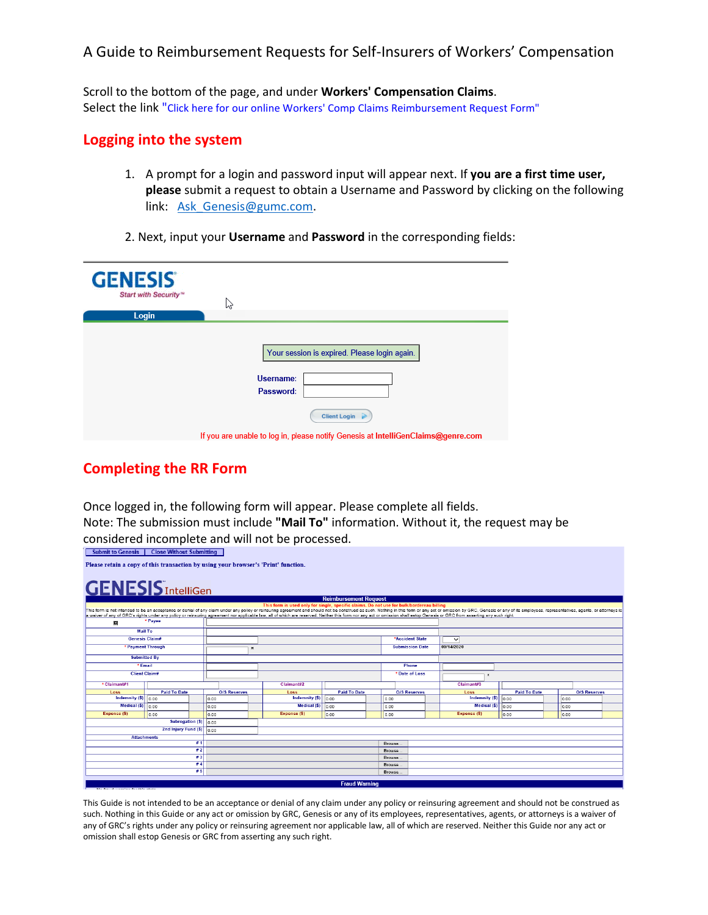A Guide to Reimbursement Requests for Self-Insurers of Workers' Compensation

Scroll to the bottom of the page, and under **Workers' Compensation Claims**.
Select the link "Click here for our online Workers' Comp Claims Reimbursement Request Form"

## Logging into the system

1. A prompt for a login and password input will appear next. If **you are a first time user, please** submit a request to obtain a Username and Password by clicking on the following link: Ask_Genesis@gumc.com.

2. Next, input your **Username** and **Password** in the corresponding fields:

GENESIS
Start with Security™

Login

Your session is expired. Please login again.

Username:
Password:

Client Login

If you are unable to log in, please notify Genesis at **IntelliGenClaims@genre.com**

## Completing the RR Form

Once logged in, the following form will appear. Please complete all fields.
Note: The submission must include **"Mail To"** information. Without it, the request may be considered incomplete and will not be processed.

Submit to Genesis | Close Without Submitting

**Please retain a copy of this transaction by using your browser's 'Print' function.**

GENESIS IntelliGen

Reimbursement Request

This form is used only for single, specific claims. Do not use for bulk/bordereau billing

This form is not intended to be an acceptance or denial of any claim under any policy or reinsuring agreement and should not be construed as such. Nothing in this form or any act or omission by GRC, Genesis or any of its employees, representatives, agents, or attorneys is a waiver of any of GRC's rights under any policy or reinsuring agreement nor applicable law, all of which are reserved. Neither this form nor any act or omission shall estop Genesis or GRC from asserting any such right.

| Field | Value | Field | Value |
|---|---|---|---|
| * Payee | | | |
| Mail To | | | |
| Genesis Claim# | | *Accident State | |
| * Payment Through | | Submission Date | 09/14/2020 |
| Submitted By | | | |
| * Email | | Phone | |
| Client Claim# | | * Date of Loss | |

| * Claimant#1 | | | Claimant#2 | | | Claimant#3 | | |
|---|---|---|---|---|---|---|---|---|
| Loss | Paid To Date | O/S Reserves | Loss | Paid To Date | O/S Reserves | Loss | Paid To Date | O/S Reserves |
| Indemnity ($) | 0.00 | 0.00 | Indemnity ($) | 0.00 | 0.00 | Indemnity ($) | 0.00 | 0.00 |
| Medical ($) | 0.00 | 0.00 | Medical ($) | 0.00 | 0.00 | Medical ($) | 0.00 | 0.00 |
| Expense ($) | 0.00 | 0.00 | Expense ($) | 0.00 | 0.00 | Expense ($) | 0.00 | 0.00 |

| Field | Value |
|---|---|
| Subrogation ($) | 0.00 |
| 2nd Injury Fund ($) | 0.00 |

| Attachments | |
|---|---|
| # 1 | Browse... |
| # 2 | Browse... |
| # 3 | Browse... |
| # 4 | Browse... |
| # 5 | Browse... |

Fraud Warning

This Guide is not intended to be an acceptance or denial of any claim under any policy or reinsuring agreement and should not be construed as such. Nothing in this Guide or any act or omission by GRC, Genesis or any of its employees, representatives, agents, or attorneys is a waiver of any of GRC's rights under any policy or reinsuring agreement nor applicable law, all of which are reserved. Neither this Guide nor any act or omission shall estop Genesis or GRC from asserting any such right.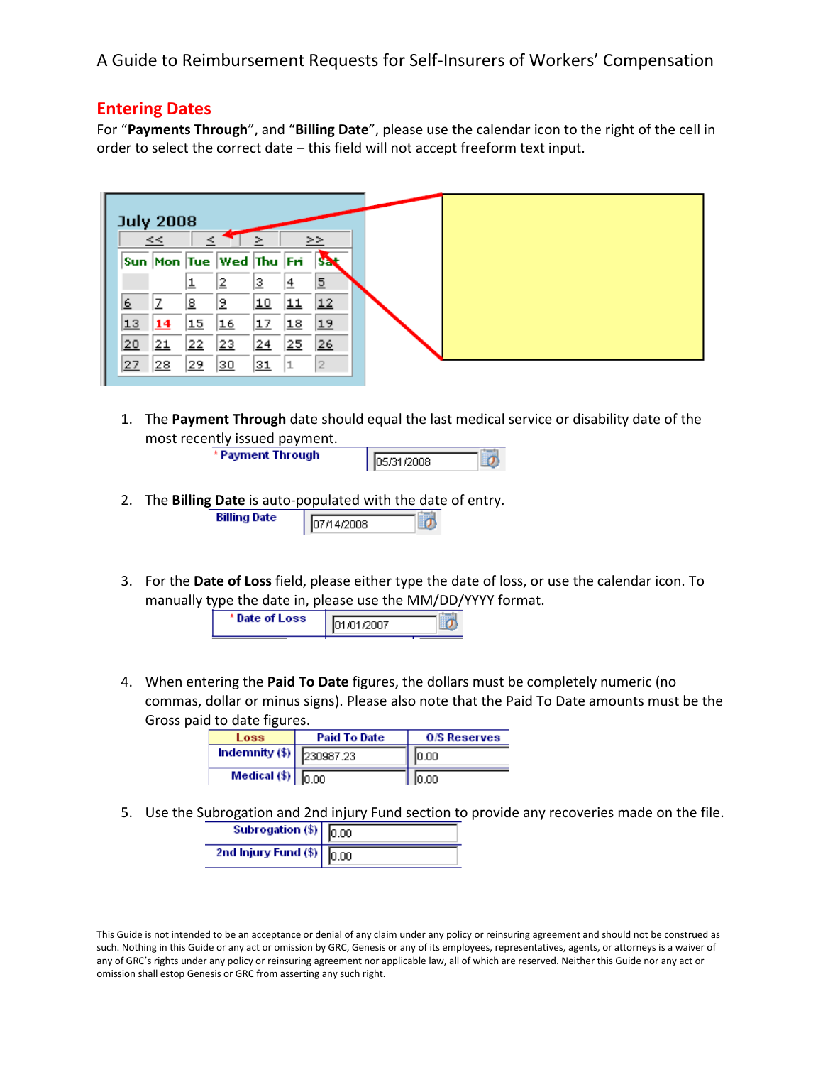## Entering Dates

For "**Payments Through**", and "**Billing Date**", please use the calendar icon to the right of the cell in order to select the correct date – this field will not accept freeform text input.

1. The **Payment Through** date should equal the last medical service or disability date of the most recently issued payment.

   | * Payment Through | 05/31/2008 |
   |---|---|

2. The **Billing Date** is auto-populated with the date of entry.

   | Billing Date | 07/14/2008 |
   |---|---|

3. For the **Date of Loss** field, please either type the date of loss, or use the calendar icon. To manually type the date in, please use the MM/DD/YYYY format.

   | * Date of Loss | 01/01/2007 |
   |---|---|

4. When entering the **Paid To Date** figures, the dollars must be completely numeric (no commas, dollar or minus signs). Please also note that the Paid To Date amounts must be the Gross paid to date figures.

   | Loss | Paid To Date | O/S Reserves |
   |---|---|---|
   | Indemnity ($) | 230987.23 | 0.00 |
   | Medical ($) | 0.00 | 0.00 |

5. Use the Subrogation and 2nd injury Fund section to provide any recoveries made on the file.

   | Subrogation ($) | 0.00 |
   |---|---|
   | 2nd Injury Fund ($) | 0.00 |

This Guide is not intended to be an acceptance or denial of any claim under any policy or reinsuring agreement and should not be construed as such. Nothing in this Guide or any act or omission by GRC, Genesis or any of its employees, representatives, agents, or attorneys is a waiver of any of GRC's rights under any policy or reinsuring agreement nor applicable law, all of which are reserved. Neither this Guide nor any act or omission shall estop Genesis or GRC from asserting any such right.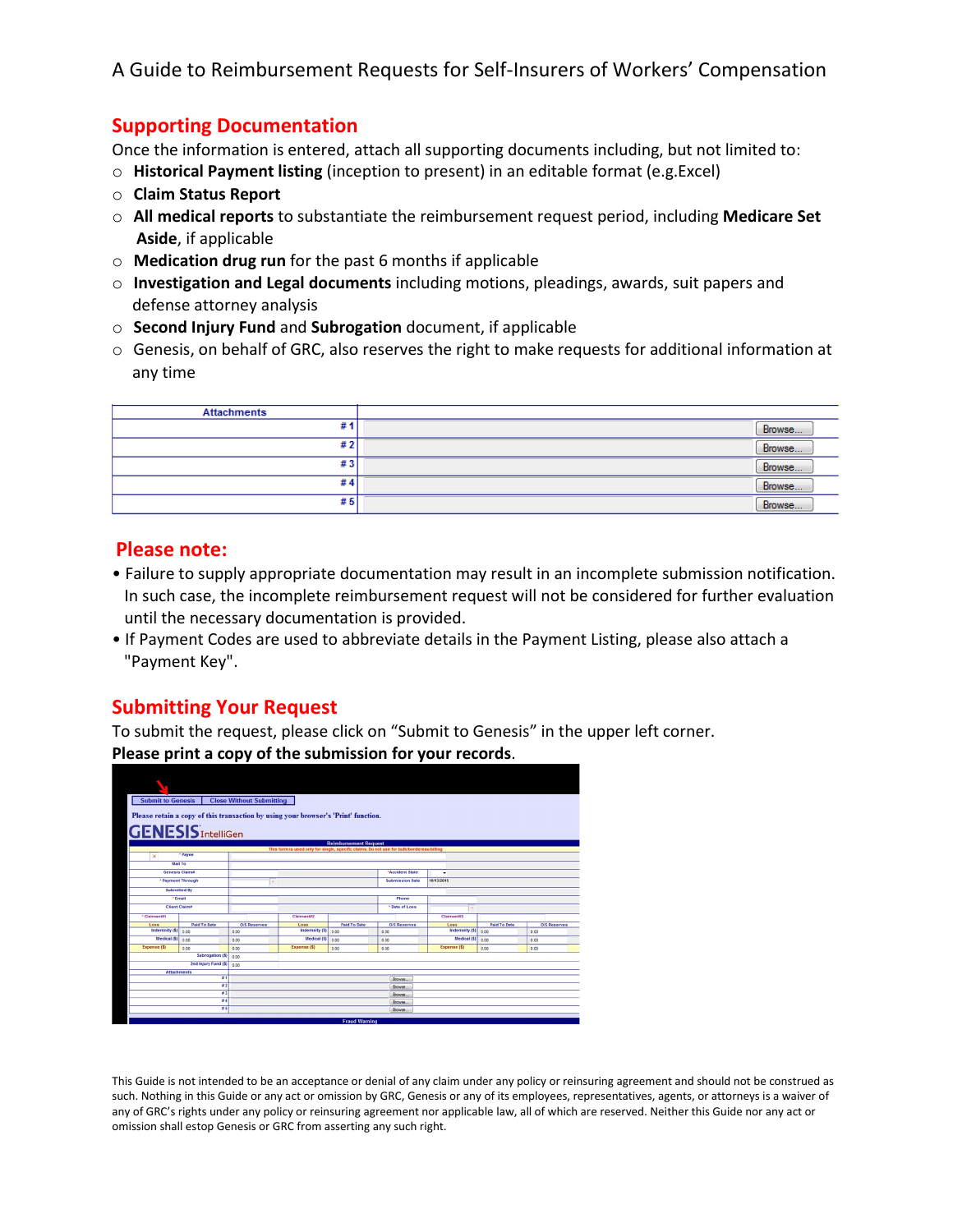A Guide to Reimbursement Requests for Self-Insurers of Workers' Compensation

## Supporting Documentation

Once the information is entered, attach all supporting documents including, but not limited to:

- **Historical Payment listing** (inception to present) in an editable format (e.g.Excel)
- **Claim Status Report**
- **All medical reports** to substantiate the reimbursement request period, including **Medicare Set Aside**, if applicable
- **Medication drug run** for the past 6 months if applicable
- **Investigation and Legal documents** including motions, pleadings, awards, suit papers and defense attorney analysis
- **Second Injury Fund** and **Subrogation** document, if applicable
- Genesis, on behalf of GRC, also reserves the right to make requests for additional information at any time

| Attachments | | |
|---|---|---|
| # 1 | | Browse... |
| # 2 | | Browse... |
| # 3 | | Browse... |
| # 4 | | Browse... |
| # 5 | | Browse... |

## Please note:

- Failure to supply appropriate documentation may result in an incomplete submission notification. In such case, the incomplete reimbursement request will not be considered for further evaluation until the necessary documentation is provided.
- If Payment Codes are used to abbreviate details in the Payment Listing, please also attach a "Payment Key".

## Submitting Your Request

To submit the request, please click on "Submit to Genesis" in the upper left corner.

**Please print a copy of the submission for your records**.

This Guide is not intended to be an acceptance or denial of any claim under any policy or reinsuring agreement and should not be construed as such. Nothing in this Guide or any act or omission by GRC, Genesis or any of its employees, representatives, agents, or attorneys is a waiver of any of GRC's rights under any policy or reinsuring agreement nor applicable law, all of which are reserved. Neither this Guide nor any act or omission shall estop Genesis or GRC from asserting any such right.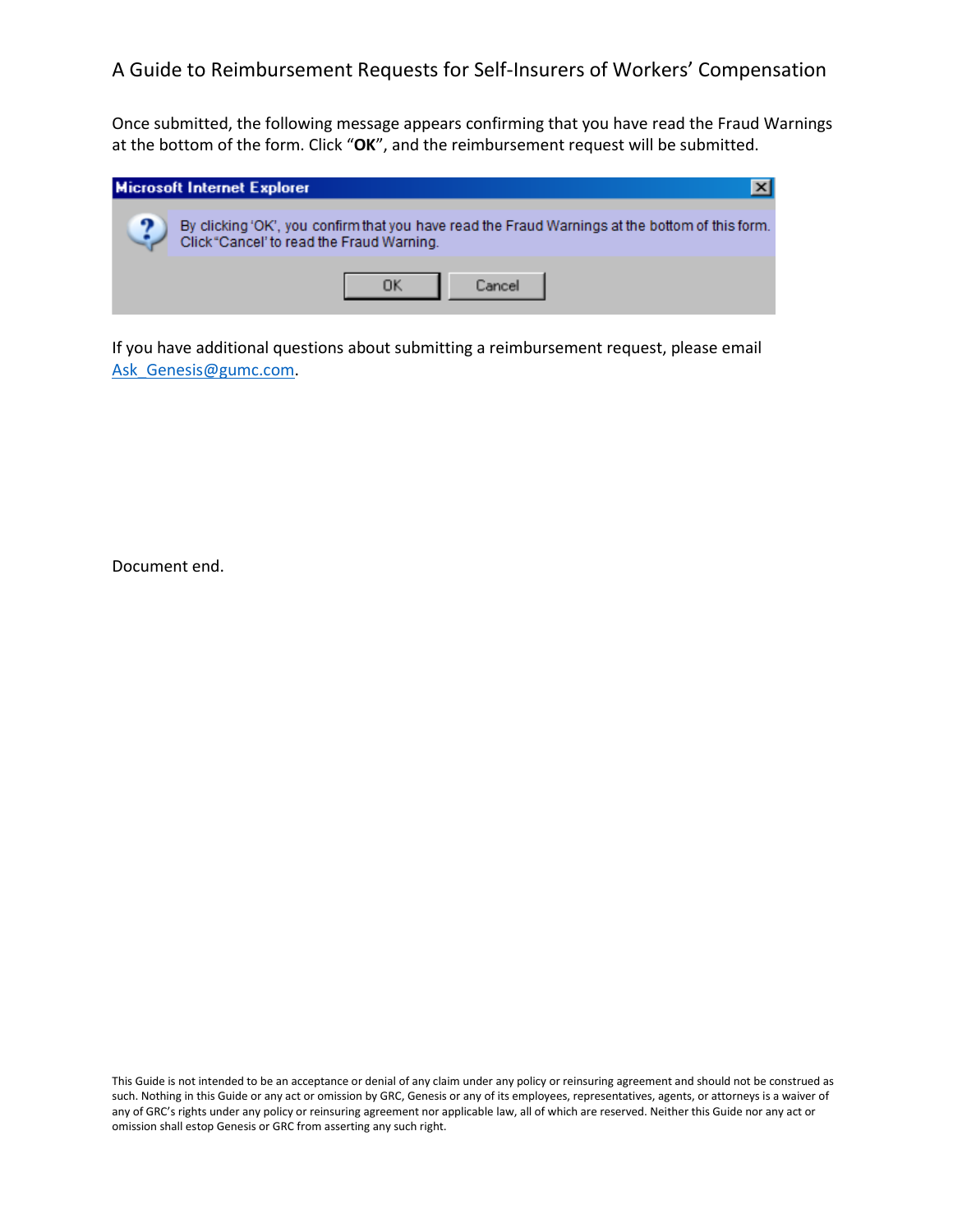Once submitted, the following message appears confirming that you have read the Fraud Warnings at the bottom of the form. Click "**OK**", and the reimbursement request will be submitted.

Microsoft Internet Explorer

By clicking 'OK', you confirm that you have read the Fraud Warnings at the bottom of this form. Click "Cancel' to read the Fraud Warning.

OK Cancel

If you have additional questions about submitting a reimbursement request, please email Ask_Genesis@gumc.com.

Document end.

This Guide is not intended to be an acceptance or denial of any claim under any policy or reinsuring agreement and should not be construed as such. Nothing in this Guide or any act or omission by GRC, Genesis or any of its employees, representatives, agents, or attorneys is a waiver of any of GRC's rights under any policy or reinsuring agreement nor applicable law, all of which are reserved. Neither this Guide nor any act or omission shall estop Genesis or GRC from asserting any such right.